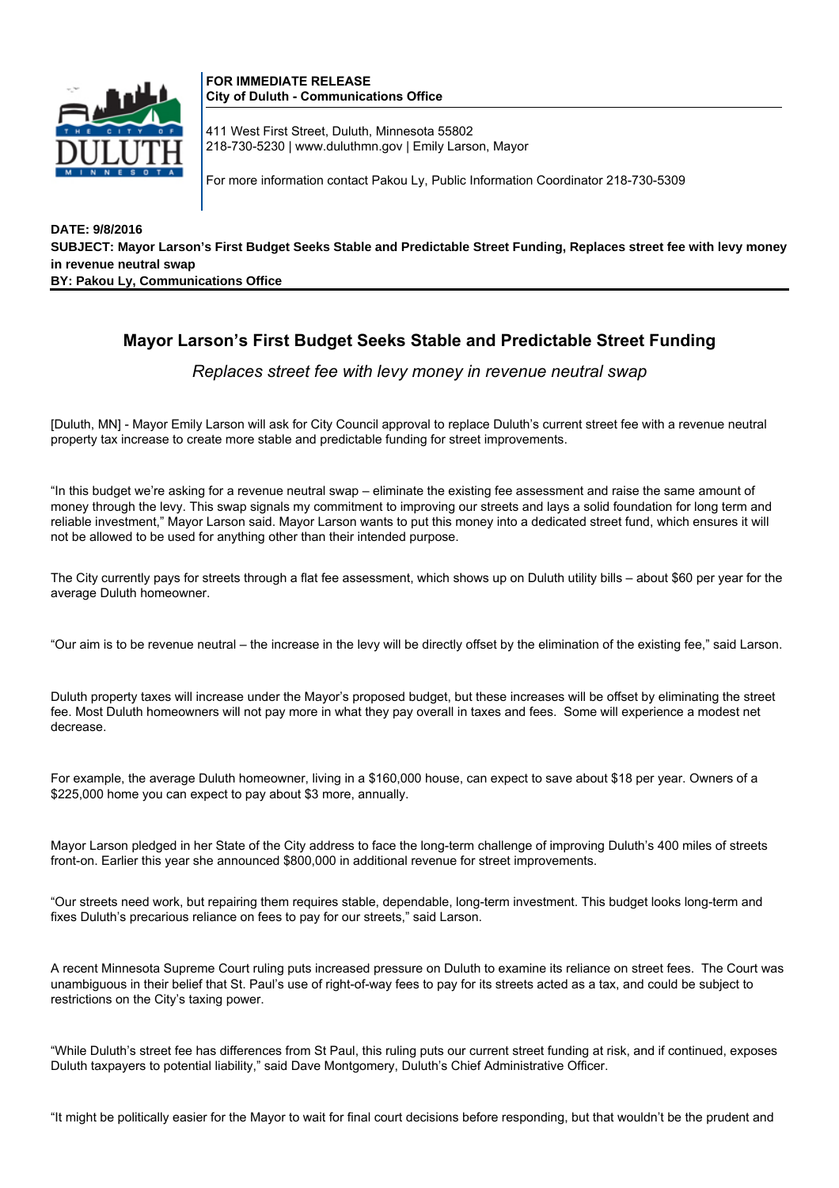**FOR IMMEDIATE RELEASE**
**City of Duluth - Communications Office**

411 West First Street, Duluth, Minnesota 55802
218-730-5230 | www.duluthmn.gov | Emily Larson, Mayor

For more information contact Pakou Ly, Public Information Coordinator 218-730-5309

**DATE: 9/8/2016**
**SUBJECT: Mayor Larson's First Budget Seeks Stable and Predictable Street Funding, Replaces street fee with levy money in revenue neutral swap**
**BY: Pakou Ly, Communications Office**

# Mayor Larson's First Budget Seeks Stable and Predictable Street Funding

*Replaces street fee with levy money in revenue neutral swap*

[Duluth, MN] - Mayor Emily Larson will ask for City Council approval to replace Duluth's current street fee with a revenue neutral property tax increase to create more stable and predictable funding for street improvements.

"In this budget we're asking for a revenue neutral swap – eliminate the existing fee assessment and raise the same amount of money through the levy. This swap signals my commitment to improving our streets and lays a solid foundation for long term and reliable investment," Mayor Larson said. Mayor Larson wants to put this money into a dedicated street fund, which ensures it will not be allowed to be used for anything other than their intended purpose.

The City currently pays for streets through a flat fee assessment, which shows up on Duluth utility bills – about $60 per year for the average Duluth homeowner.

"Our aim is to be revenue neutral – the increase in the levy will be directly offset by the elimination of the existing fee," said Larson.

Duluth property taxes will increase under the Mayor's proposed budget, but these increases will be offset by eliminating the street fee. Most Duluth homeowners will not pay more in what they pay overall in taxes and fees. Some will experience a modest net decrease.

For example, the average Duluth homeowner, living in a $160,000 house, can expect to save about $18 per year. Owners of a $225,000 home you can expect to pay about $3 more, annually.

Mayor Larson pledged in her State of the City address to face the long-term challenge of improving Duluth's 400 miles of streets front-on. Earlier this year she announced $800,000 in additional revenue for street improvements.

"Our streets need work, but repairing them requires stable, dependable, long-term investment. This budget looks long-term and fixes Duluth's precarious reliance on fees to pay for our streets," said Larson.

A recent Minnesota Supreme Court ruling puts increased pressure on Duluth to examine its reliance on street fees. The Court was unambiguous in their belief that St. Paul's use of right-of-way fees to pay for its streets acted as a tax, and could be subject to restrictions on the City's taxing power.

"While Duluth's street fee has differences from St Paul, this ruling puts our current street funding at risk, and if continued, exposes Duluth taxpayers to potential liability," said Dave Montgomery, Duluth's Chief Administrative Officer.

"It might be politically easier for the Mayor to wait for final court decisions before responding, but that wouldn't be the prudent and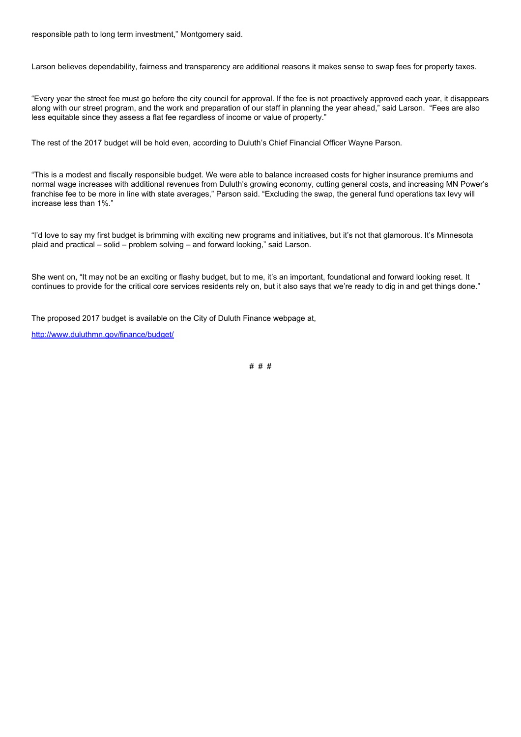responsible path to long term investment," Montgomery said.

Larson believes dependability, fairness and transparency are additional reasons it makes sense to swap fees for property taxes.

"Every year the street fee must go before the city council for approval. If the fee is not proactively approved each year, it disappears along with our street program, and the work and preparation of our staff in planning the year ahead," said Larson. "Fees are also less equitable since they assess a flat fee regardless of income or value of property."

The rest of the 2017 budget will be hold even, according to Duluth's Chief Financial Officer Wayne Parson.

"This is a modest and fiscally responsible budget. We were able to balance increased costs for higher insurance premiums and normal wage increases with additional revenues from Duluth's growing economy, cutting general costs, and increasing MN Power's franchise fee to be more in line with state averages," Parson said. "Excluding the swap, the general fund operations tax levy will increase less than 1%."

"I'd love to say my first budget is brimming with exciting new programs and initiatives, but it's not that glamorous. It's Minnesota plaid and practical – solid – problem solving – and forward looking," said Larson.

She went on, "It may not be an exciting or flashy budget, but to me, it's an important, foundational and forward looking reset. It continues to provide for the critical core services residents rely on, but it also says that we're ready to dig in and get things done."

The proposed 2017 budget is available on the City of Duluth Finance webpage at,

http://www.duluthmn.gov/finance/budget/

# # #